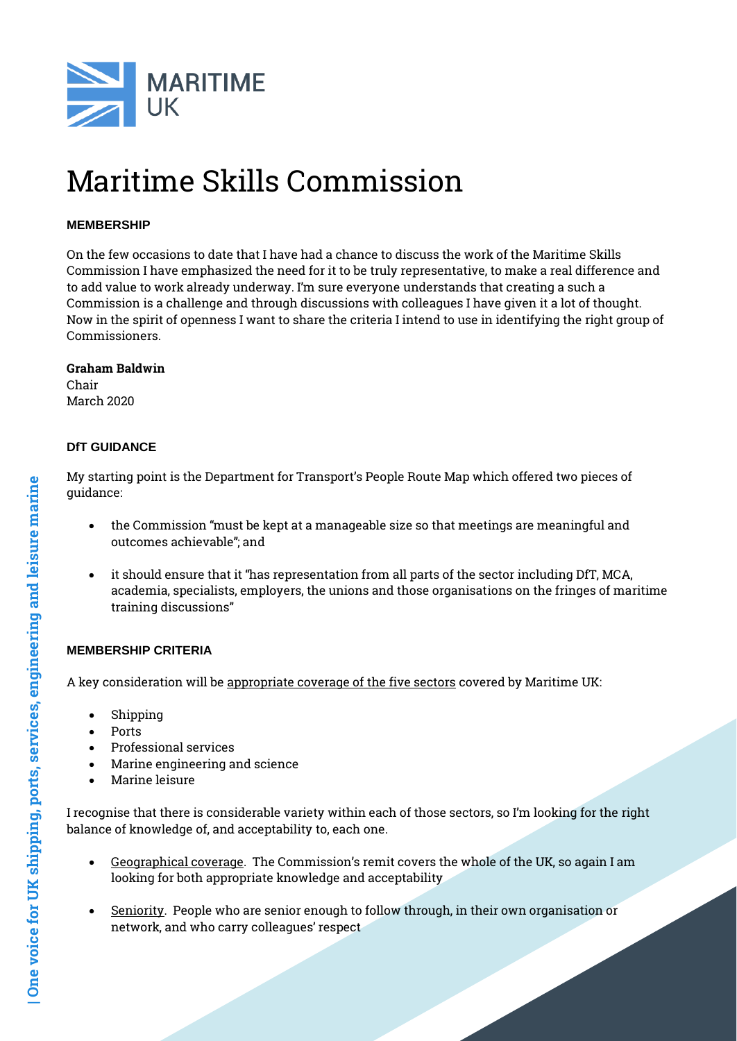MARITIME UK

# Maritime Skills Commission

### MEMBERSHIP

On the few occasions to date that I have had a chance to discuss the work of the Maritime Skills Commission I have emphasized the need for it to be truly representative, to make a real difference and to add value to work already underway. I'm sure everyone understands that creating a such a Commission is a challenge and through discussions with colleagues I have given it a lot of thought. Now in the spirit of openness I want to share the criteria I intend to use in identifying the right group of Commissioners.

**Graham Baldwin**
Chair
March 2020

### DfT GUIDANCE

My starting point is the Department for Transport's People Route Map which offered two pieces of guidance:

- the Commission "must be kept at a manageable size so that meetings are meaningful and outcomes achievable"; and
- it should ensure that it "has representation from all parts of the sector including DfT, MCA, academia, specialists, employers, the unions and those organisations on the fringes of maritime training discussions"

### MEMBERSHIP CRITERIA

A key consideration will be appropriate coverage of the five sectors covered by Maritime UK:

- Shipping
- Ports
- Professional services
- Marine engineering and science
- Marine leisure

I recognise that there is considerable variety within each of those sectors, so I'm looking for the right balance of knowledge of, and acceptability to, each one.

- Geographical coverage. The Commission's remit covers the whole of the UK, so again I am looking for both appropriate knowledge and acceptability
- Seniority. People who are senior enough to follow through, in their own organisation or network, and who carry colleagues' respect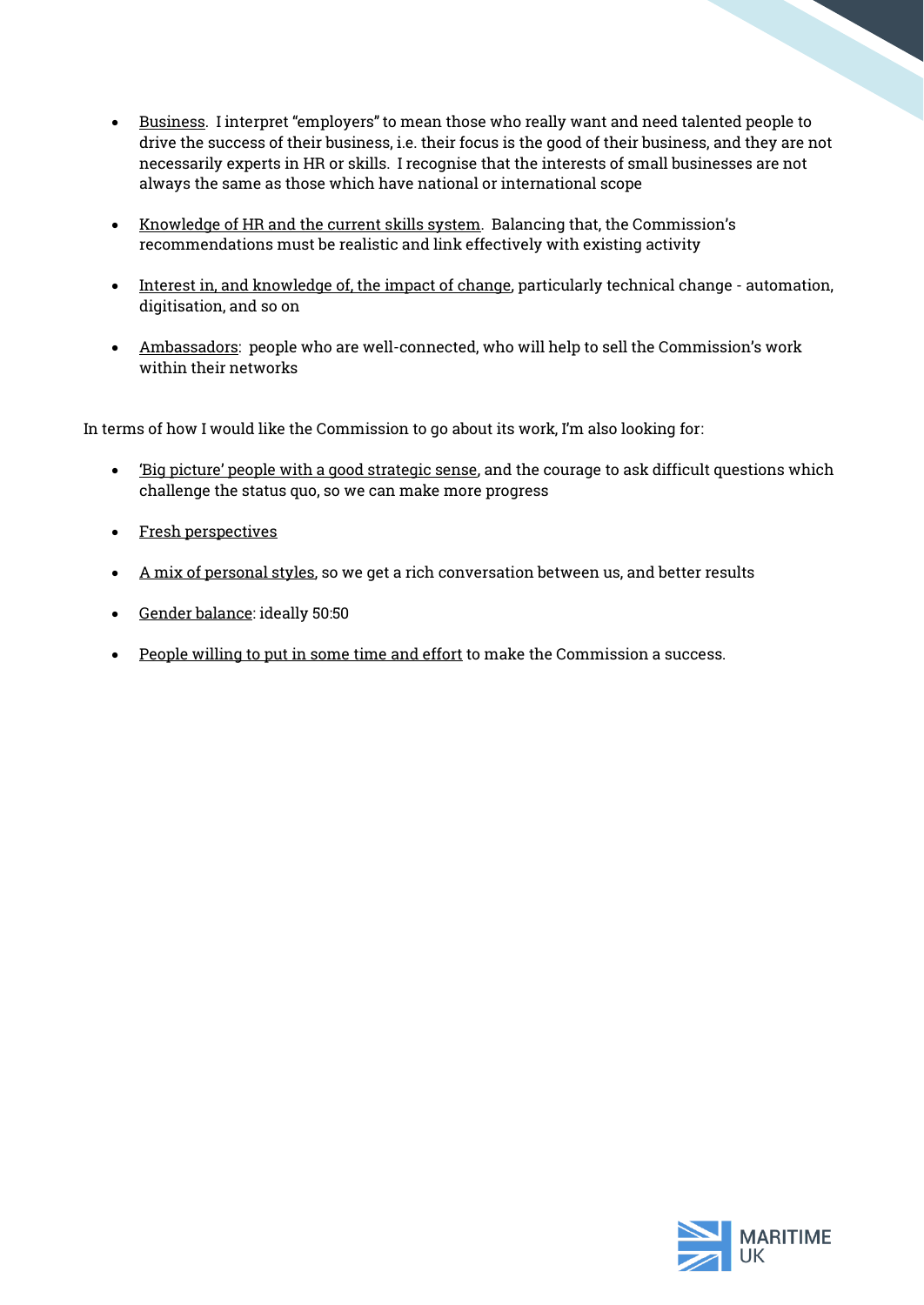- Business. I interpret "employers" to mean those who really want and need talented people to drive the success of their business, i.e. their focus is the good of their business, and they are not necessarily experts in HR or skills. I recognise that the interests of small businesses are not always the same as those which have national or international scope

- Knowledge of HR and the current skills system. Balancing that, the Commission's recommendations must be realistic and link effectively with existing activity

- Interest in, and knowledge of, the impact of change, particularly technical change - automation, digitisation, and so on

- Ambassadors: people who are well-connected, who will help to sell the Commission's work within their networks

In terms of how I would like the Commission to go about its work, I'm also looking for:

- 'Big picture' people with a good strategic sense, and the courage to ask difficult questions which challenge the status quo, so we can make more progress

- Fresh perspectives

- A mix of personal styles, so we get a rich conversation between us, and better results

- Gender balance: ideally 50:50

- People willing to put in some time and effort to make the Commission a success.